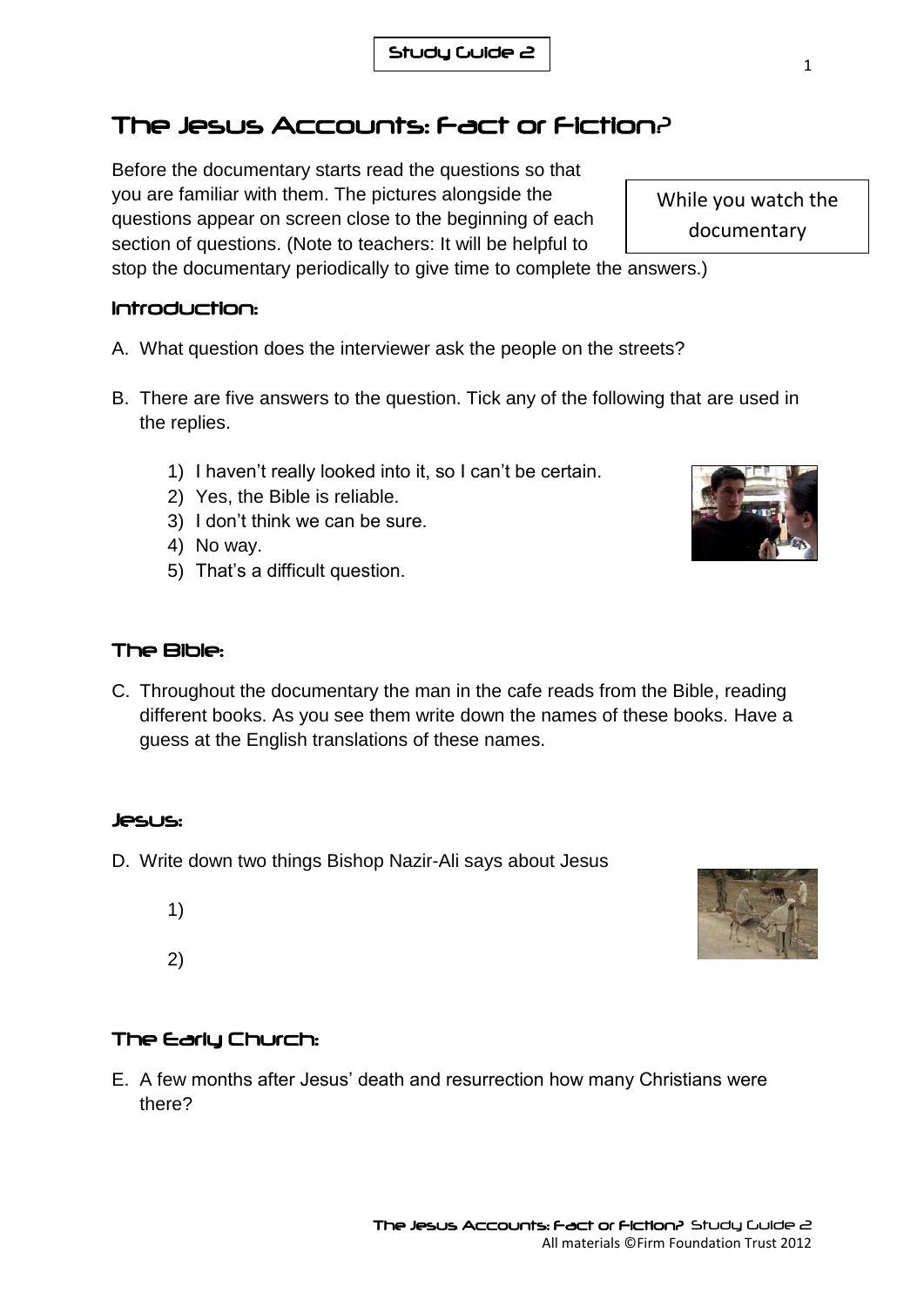Study Guide 2

# The Jesus Accounts: Fact or Fiction?

While you watch the documentary

Before the documentary starts read the questions so that you are familiar with them. The pictures alongside the questions appear on screen close to the beginning of each section of questions. (Note to teachers: It will be helpful to stop the documentary periodically to give time to complete the answers.)

## Introduction:

A. What question does the interviewer ask the people on the streets?

B. There are five answers to the question. Tick any of the following that are used in the replies.

1) I haven't really looked into it, so I can't be certain.
2) Yes, the Bible is reliable.
3) I don't think we can be sure.
4) No way.
5) That's a difficult question.

## The Bible:

C. Throughout the documentary the man in the cafe reads from the Bible, reading different books. As you see them write down the names of these books. Have a guess at the English translations of these names.

## Jesus:

D. Write down two things Bishop Nazir-Ali says about Jesus

1)

2)

## The Early Church:

E. A few months after Jesus' death and resurrection how many Christians were there?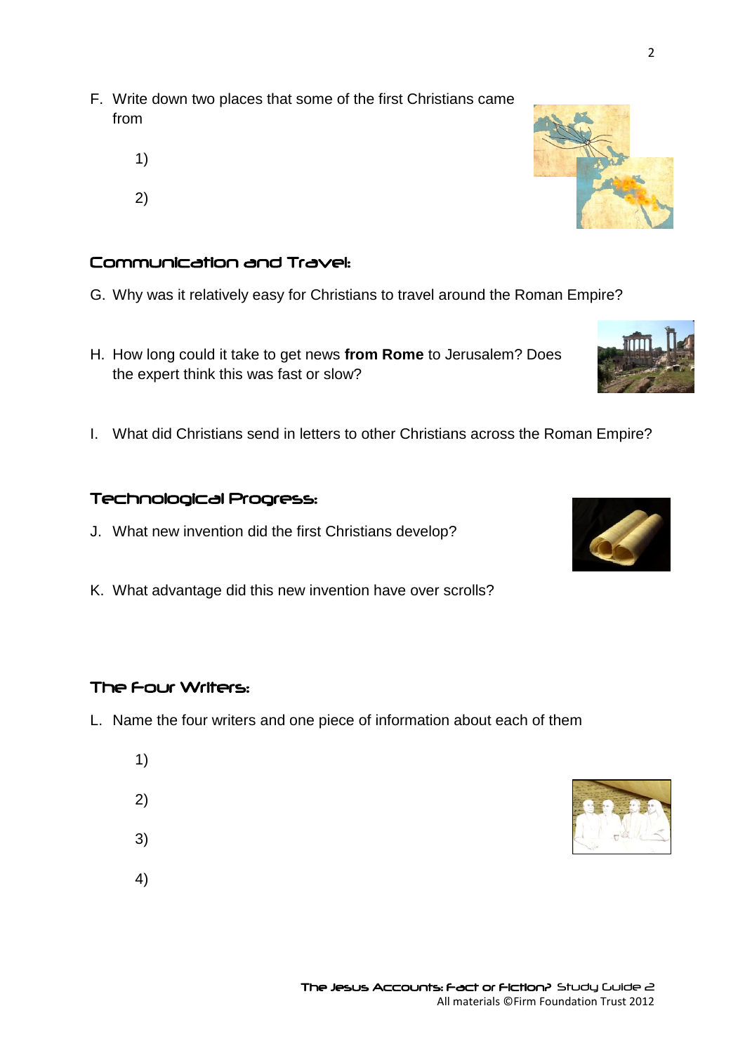F. Write down two places that some of the first Christians came from

1)

2)

## Communication and Travel:

G. Why was it relatively easy for Christians to travel around the Roman Empire?

H. How long could it take to get news **from Rome** to Jerusalem? Does the expert think this was fast or slow?

I. What did Christians send in letters to other Christians across the Roman Empire?

## Technological Progress:

J. What new invention did the first Christians develop?

K. What advantage did this new invention have over scrolls?

## The Four Writers:

L. Name the four writers and one piece of information about each of them

1)

2)

3)

4)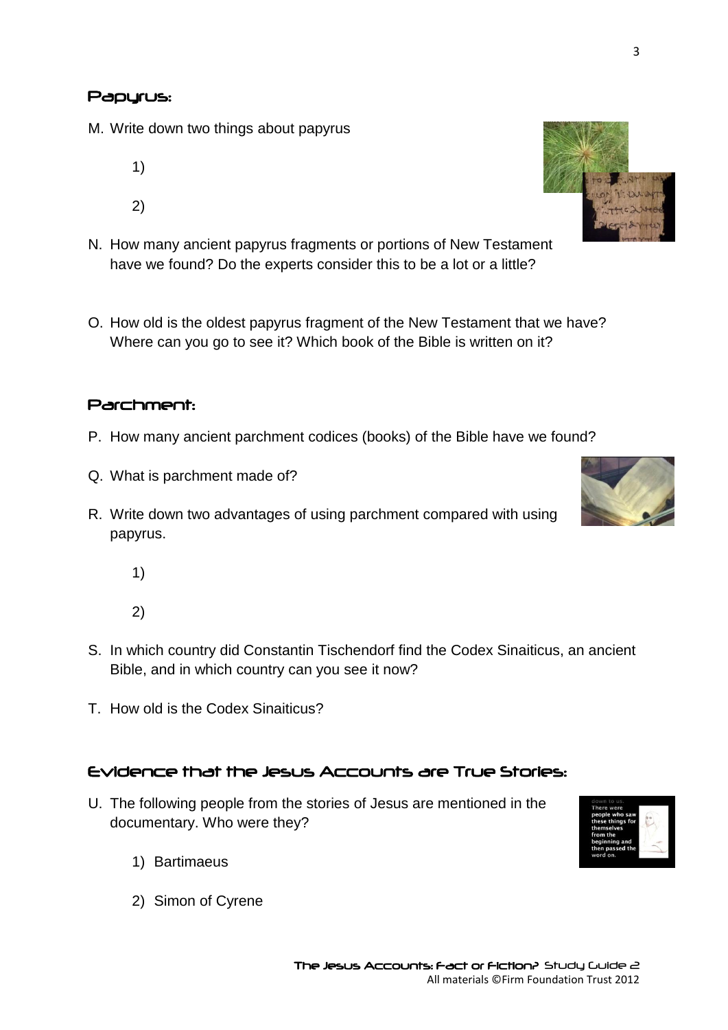## Papyrus:

M. Write down two things about papyrus

    1)

    2)

N. How many ancient papyrus fragments or portions of New Testament have we found? Do the experts consider this to be a lot or a little?

O. How old is the oldest papyrus fragment of the New Testament that we have? Where can you go to see it? Which book of the Bible is written on it?

## Parchment:

P. How many ancient parchment codices (books) of the Bible have we found?

Q. What is parchment made of?

R. Write down two advantages of using parchment compared with using papyrus.

    1)

    2)

S. In which country did Constantin Tischendorf find the Codex Sinaiticus, an ancient Bible, and in which country can you see it now?

T. How old is the Codex Sinaiticus?

## Evidence that the Jesus Accounts are True Stories:

U. The following people from the stories of Jesus are mentioned in the documentary. Who were they?

    1) Bartimaeus

    2) Simon of Cyrene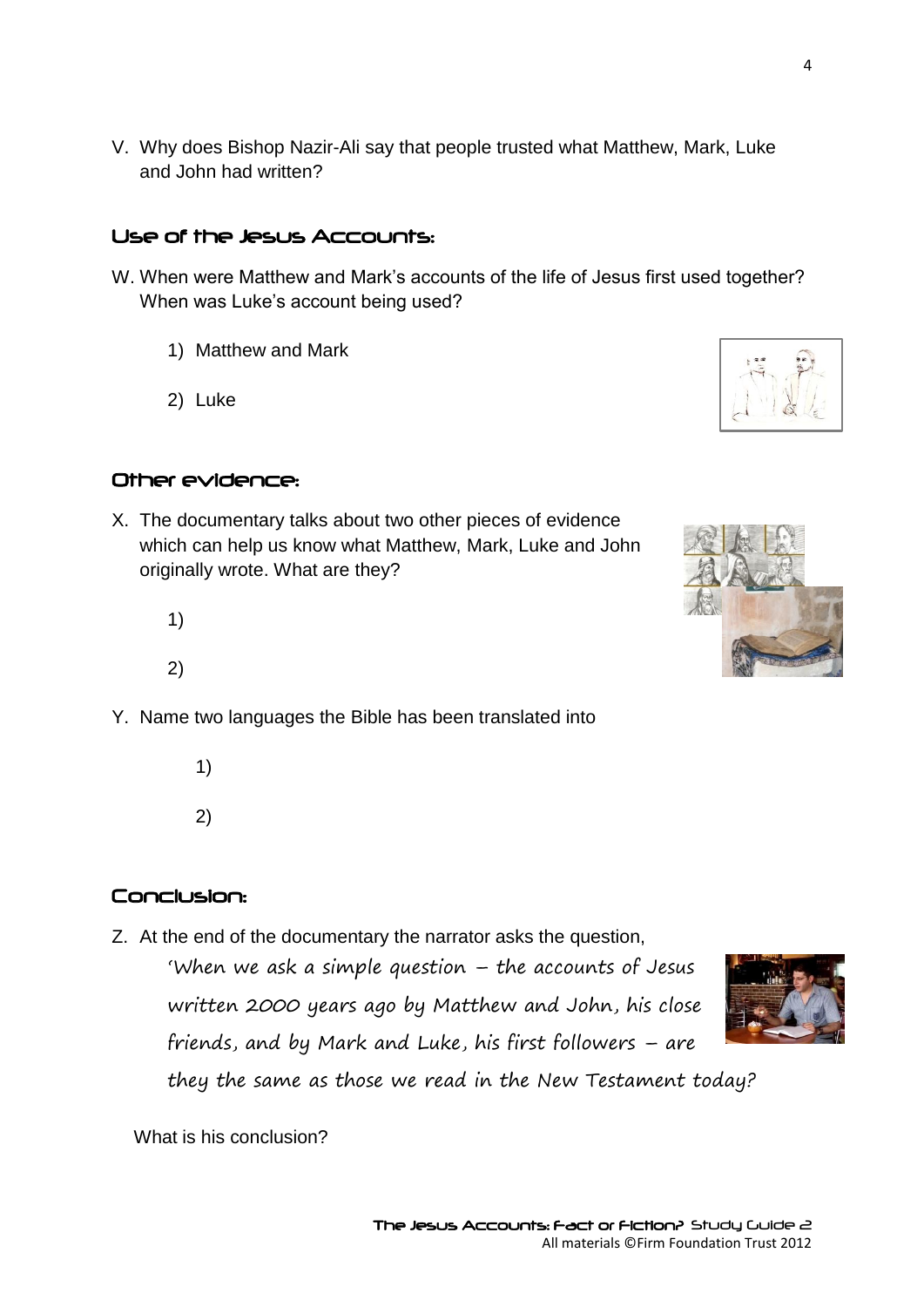V. Why does Bishop Nazir-Ali say that people trusted what Matthew, Mark, Luke and John had written?

## Use of the Jesus Accounts:

W. When were Matthew and Mark's accounts of the life of Jesus first used together? When was Luke's account being used?

1) Matthew and Mark

2) Luke

## Other evidence:

X. The documentary talks about two other pieces of evidence which can help us know what Matthew, Mark, Luke and John originally wrote. What are they?

1)

2)

Y. Name two languages the Bible has been translated into

1)

2)

## Conclusion:

Z. At the end of the documentary the narrator asks the question,

*'When we ask a simple question – the accounts of Jesus written 2000 years ago by Matthew and John, his close friends, and by Mark and Luke, his first followers – are they the same as those we read in the New Testament today?*

What is his conclusion?